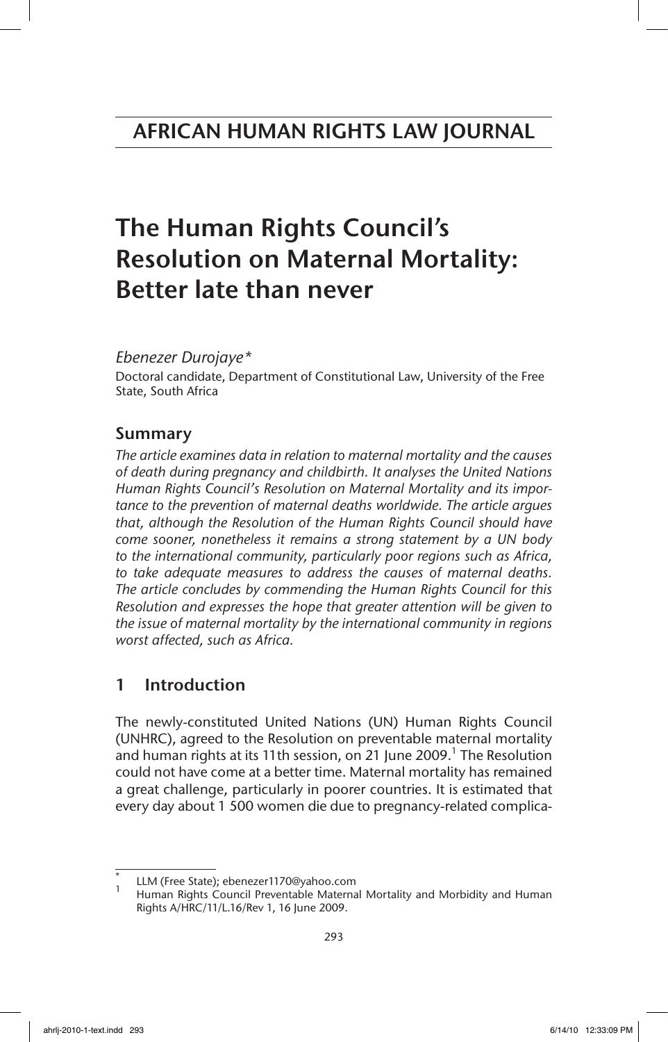AFRICAN HUMAN RIGHTS LAW JOURNAL

# The Human Rights Council's Resolution on Maternal Mortality: Better late than never

*Ebenezer Durojaye\**

Doctoral candidate, Department of Constitutional Law, University of the Free State, South Africa

## Summary

*The article examines data in relation to maternal mortality and the causes of death during pregnancy and childbirth. It analyses the United Nations Human Rights Council's Resolution on Maternal Mortality and its importance to the prevention of maternal deaths worldwide. The article argues that, although the Resolution of the Human Rights Council should have come sooner, nonetheless it remains a strong statement by a UN body to the international community, particularly poor regions such as Africa, to take adequate measures to address the causes of maternal deaths. The article concludes by commending the Human Rights Council for this Resolution and expresses the hope that greater attention will be given to the issue of maternal mortality by the international community in regions worst affected, such as Africa.*

## 1 Introduction

The newly-constituted United Nations (UN) Human Rights Council (UNHRC), agreed to the Resolution on preventable maternal mortality and human rights at its 11th session, on 21 June 2009.[1] The Resolution could not have come at a better time. Maternal mortality has remained a great challenge, particularly in poorer countries. It is estimated that every day about 1 500 women die due to pregnancy-related complica-

\* LLM (Free State); ebenezer1170@yahoo.com

[1] Human Rights Council Preventable Maternal Mortality and Morbidity and Human Rights A/HRC/11/L.16/Rev 1, 16 June 2009.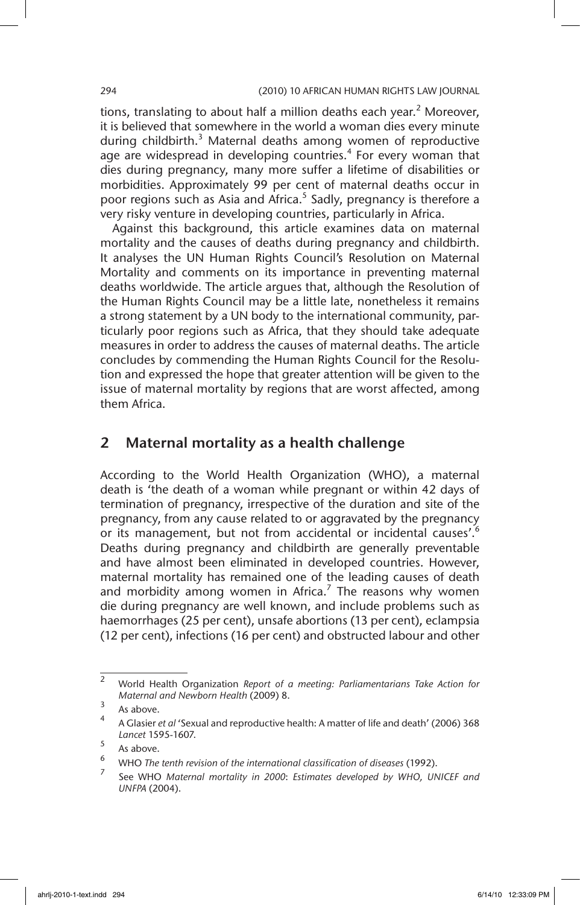tions, translating to about half a million deaths each year.[2] Moreover, it is believed that somewhere in the world a woman dies every minute during childbirth.[3] Maternal deaths among women of reproductive age are widespread in developing countries.[4] For every woman that dies during pregnancy, many more suffer a lifetime of disabilities or morbidities. Approximately 99 per cent of maternal deaths occur in poor regions such as Asia and Africa.[5] Sadly, pregnancy is therefore a very risky venture in developing countries, particularly in Africa.

Against this background, this article examines data on maternal mortality and the causes of deaths during pregnancy and childbirth. It analyses the UN Human Rights Council's Resolution on Maternal Mortality and comments on its importance in preventing maternal deaths worldwide. The article argues that, although the Resolution of the Human Rights Council may be a little late, nonetheless it remains a strong statement by a UN body to the international community, particularly poor regions such as Africa, that they should take adequate measures in order to address the causes of maternal deaths. The article concludes by commending the Human Rights Council for the Resolution and expressed the hope that greater attention will be given to the issue of maternal mortality by regions that are worst affected, among them Africa.

## 2 Maternal mortality as a health challenge

According to the World Health Organization (WHO), a maternal death is 'the death of a woman while pregnant or within 42 days of termination of pregnancy, irrespective of the duration and site of the pregnancy, from any cause related to or aggravated by the pregnancy or its management, but not from accidental or incidental causes'.[6] Deaths during pregnancy and childbirth are generally preventable and have almost been eliminated in developed countries. However, maternal mortality has remained one of the leading causes of death and morbidity among women in Africa.[7] The reasons why women die during pregnancy are well known, and include problems such as haemorrhages (25 per cent), unsafe abortions (13 per cent), eclampsia (12 per cent), infections (16 per cent) and obstructed labour and other

---

2 World Health Organization *Report of a meeting: Parliamentarians Take Action for Maternal and Newborn Health* (2009) 8.

3 As above.

4 A Glasier *et al* 'Sexual and reproductive health: A matter of life and death' (2006) 368 *Lancet* 1595-1607.

5 As above.

6 WHO *The tenth revision of the international classification of diseases* (1992).

7 See WHO *Maternal mortality in 2000*: *Estimates developed by WHO, UNICEF and UNFPA* (2004).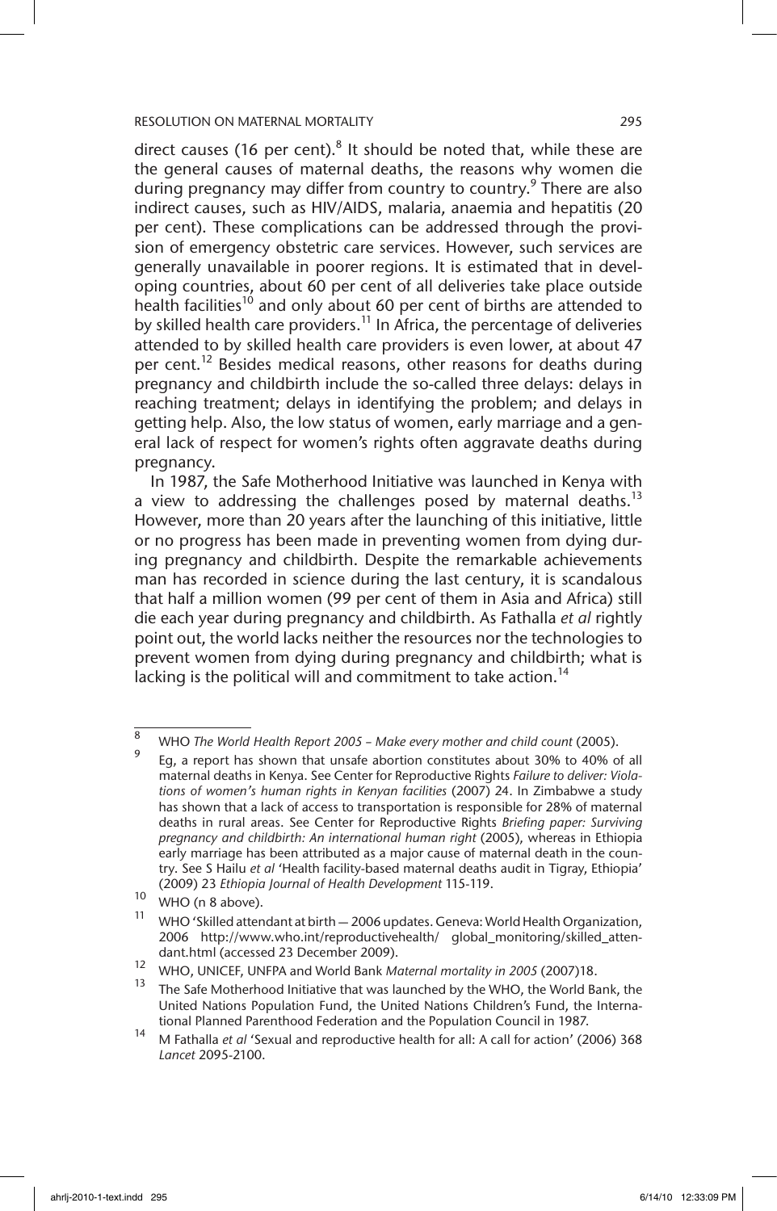direct causes (16 per cent).[8] It should be noted that, while these are the general causes of maternal deaths, the reasons why women die during pregnancy may differ from country to country.[9] There are also indirect causes, such as HIV/AIDS, malaria, anaemia and hepatitis (20 per cent). These complications can be addressed through the provision of emergency obstetric care services. However, such services are generally unavailable in poorer regions. It is estimated that in developing countries, about 60 per cent of all deliveries take place outside health facilities[10] and only about 60 per cent of births are attended to by skilled health care providers.[11] In Africa, the percentage of deliveries attended to by skilled health care providers is even lower, at about 47 per cent.[12] Besides medical reasons, other reasons for deaths during pregnancy and childbirth include the so-called three delays: delays in reaching treatment; delays in identifying the problem; and delays in getting help. Also, the low status of women, early marriage and a general lack of respect for women's rights often aggravate deaths during pregnancy.

In 1987, the Safe Motherhood Initiative was launched in Kenya with a view to addressing the challenges posed by maternal deaths.[13] However, more than 20 years after the launching of this initiative, little or no progress has been made in preventing women from dying during pregnancy and childbirth. Despite the remarkable achievements man has recorded in science during the last century, it is scandalous that half a million women (99 per cent of them in Asia and Africa) still die each year during pregnancy and childbirth. As Fathalla *et al* rightly point out, the world lacks neither the resources nor the technologies to prevent women from dying during pregnancy and childbirth; what is lacking is the political will and commitment to take action.[14]

---

8 WHO *The World Health Report 2005 – Make every mother and child count* (2005).

9 Eg, a report has shown that unsafe abortion constitutes about 30% to 40% of all maternal deaths in Kenya. See Center for Reproductive Rights *Failure to deliver: Violations of women's human rights in Kenyan facilities* (2007) 24. In Zimbabwe a study has shown that a lack of access to transportation is responsible for 28% of maternal deaths in rural areas. See Center for Reproductive Rights *Briefing paper: Surviving pregnancy and childbirth: An international human right* (2005), whereas in Ethiopia early marriage has been attributed as a major cause of maternal death in the country. See S Hailu *et al* 'Health facility-based maternal deaths audit in Tigray, Ethiopia' (2009) 23 *Ethiopia Journal of Health Development* 115-119.

10 WHO (n 8 above).

11 WHO 'Skilled attendant at birth — 2006 updates. Geneva: World Health Organization, 2006 http://www.who.int/reproductivehealth/ global_monitoring/skilled_attendant.html (accessed 23 December 2009).

12 WHO, UNICEF, UNFPA and World Bank *Maternal mortality in 2005* (2007)18.

13 The Safe Motherhood Initiative that was launched by the WHO, the World Bank, the United Nations Population Fund, the United Nations Children's Fund, the International Planned Parenthood Federation and the Population Council in 1987.

14 M Fathalla *et al* 'Sexual and reproductive health for all: A call for action' (2006) 368 *Lancet* 2095-2100.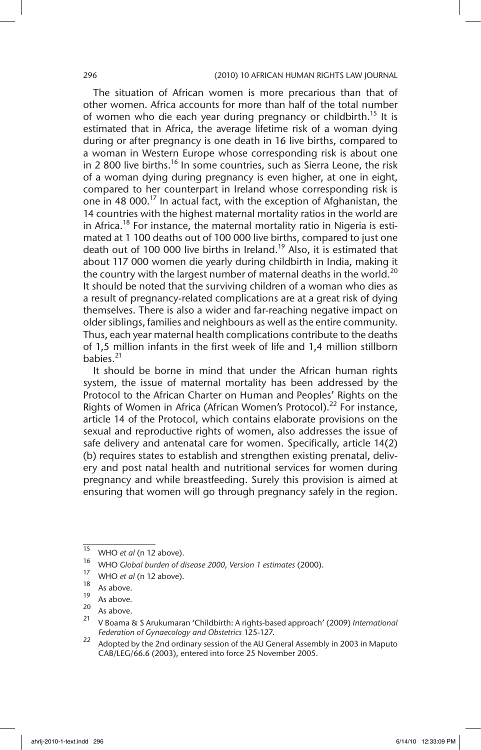The situation of African women is more precarious than that of other women. Africa accounts for more than half of the total number of women who die each year during pregnancy or childbirth.[15] It is estimated that in Africa, the average lifetime risk of a woman dying during or after pregnancy is one death in 16 live births, compared to a woman in Western Europe whose corresponding risk is about one in 2 800 live births.[16] In some countries, such as Sierra Leone, the risk of a woman dying during pregnancy is even higher, at one in eight, compared to her counterpart in Ireland whose corresponding risk is one in 48 000.[17] In actual fact, with the exception of Afghanistan, the 14 countries with the highest maternal mortality ratios in the world are in Africa.[18] For instance, the maternal mortality ratio in Nigeria is estimated at 1 100 deaths out of 100 000 live births, compared to just one death out of 100 000 live births in Ireland.[19] Also, it is estimated that about 117 000 women die yearly during childbirth in India, making it the country with the largest number of maternal deaths in the world.[20] It should be noted that the surviving children of a woman who dies as a result of pregnancy-related complications are at a great risk of dying themselves. There is also a wider and far-reaching negative impact on older siblings, families and neighbours as well as the entire community. Thus, each year maternal health complications contribute to the deaths of 1,5 million infants in the first week of life and 1,4 million stillborn babies.[21]

It should be borne in mind that under the African human rights system, the issue of maternal mortality has been addressed by the Protocol to the African Charter on Human and Peoples' Rights on the Rights of Women in Africa (African Women's Protocol).[22] For instance, article 14 of the Protocol, which contains elaborate provisions on the sexual and reproductive rights of women, also addresses the issue of safe delivery and antenatal care for women. Specifically, article 14(2)(b) requires states to establish and strengthen existing prenatal, delivery and post natal health and nutritional services for women during pregnancy and while breastfeeding. Surely this provision is aimed at ensuring that women will go through pregnancy safely in the region.

---

15 WHO *et al* (n 12 above).

16 WHO *Global burden of disease 2000, Version 1 estimates* (2000).

17 WHO *et al* (n 12 above).

18 As above.

19 As above.

20 As above.

21 V Boama & S Arukumaran 'Childbirth: A rights-based approach' (2009) *International Federation of Gynaecology and Obstetrics* 125-127.

22 Adopted by the 2nd ordinary session of the AU General Assembly in 2003 in Maputo CAB/LEG/66.6 (2003), entered into force 25 November 2005.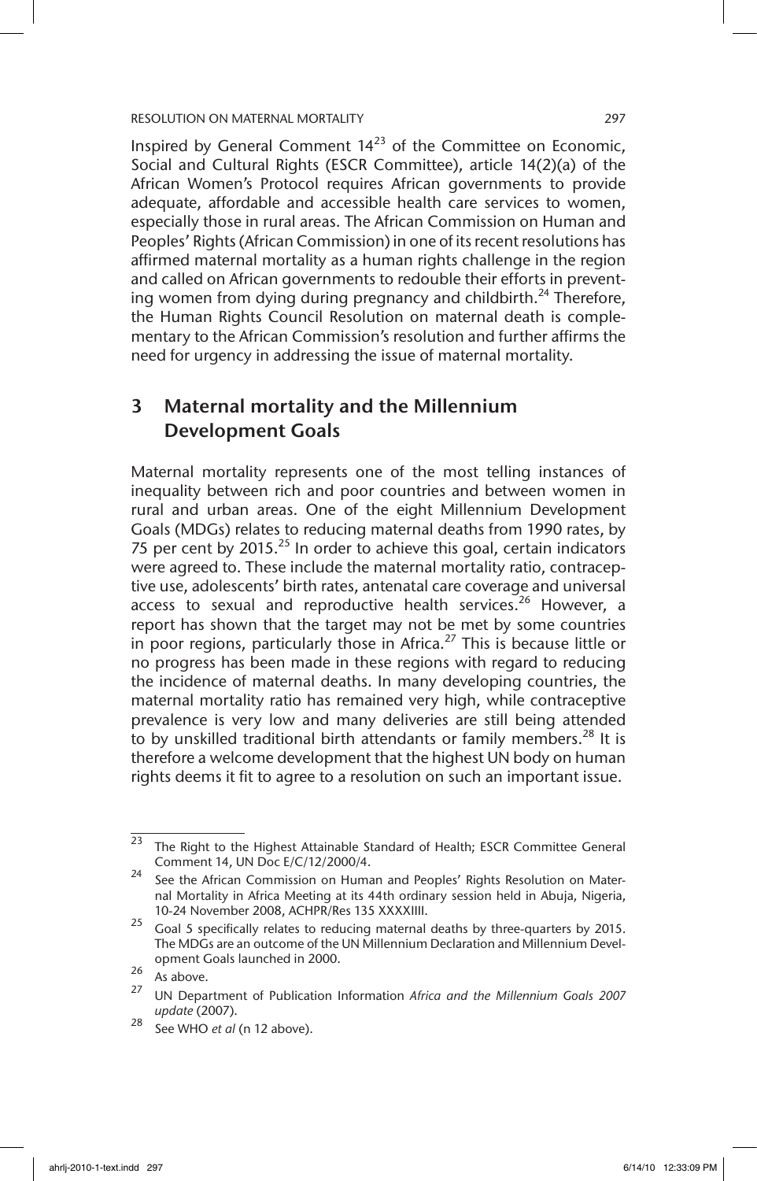Inspired by General Comment 14[23] of the Committee on Economic, Social and Cultural Rights (ESCR Committee), article 14(2)(a) of the African Women's Protocol requires African governments to provide adequate, affordable and accessible health care services to women, especially those in rural areas. The African Commission on Human and Peoples' Rights (African Commission) in one of its recent resolutions has affirmed maternal mortality as a human rights challenge in the region and called on African governments to redouble their efforts in preventing women from dying during pregnancy and childbirth.[24] Therefore, the Human Rights Council Resolution on maternal death is complementary to the African Commission's resolution and further affirms the need for urgency in addressing the issue of maternal mortality.

## 3 Maternal mortality and the Millennium Development Goals

Maternal mortality represents one of the most telling instances of inequality between rich and poor countries and between women in rural and urban areas. One of the eight Millennium Development Goals (MDGs) relates to reducing maternal deaths from 1990 rates, by 75 per cent by 2015.[25] In order to achieve this goal, certain indicators were agreed to. These include the maternal mortality ratio, contraceptive use, adolescents' birth rates, antenatal care coverage and universal access to sexual and reproductive health services.[26] However, a report has shown that the target may not be met by some countries in poor regions, particularly those in Africa.[27] This is because little or no progress has been made in these regions with regard to reducing the incidence of maternal deaths. In many developing countries, the maternal mortality ratio has remained very high, while contraceptive prevalence is very low and many deliveries are still being attended to by unskilled traditional birth attendants or family members.[28] It is therefore a welcome development that the highest UN body on human rights deems it fit to agree to a resolution on such an important issue.

---

[23] The Right to the Highest Attainable Standard of Health; ESCR Committee General Comment 14, UN Doc E/C/12/2000/4.

[24] See the African Commission on Human and Peoples' Rights Resolution on Maternal Mortality in Africa Meeting at its 44th ordinary session held in Abuja, Nigeria, 10-24 November 2008, ACHPR/Res 135 XXXXIIII.

[25] Goal 5 specifically relates to reducing maternal deaths by three-quarters by 2015. The MDGs are an outcome of the UN Millennium Declaration and Millennium Development Goals launched in 2000.

[26] As above.

[27] UN Department of Publication Information *Africa and the Millennium Goals 2007 update* (2007).

[28] See WHO *et al* (n 12 above).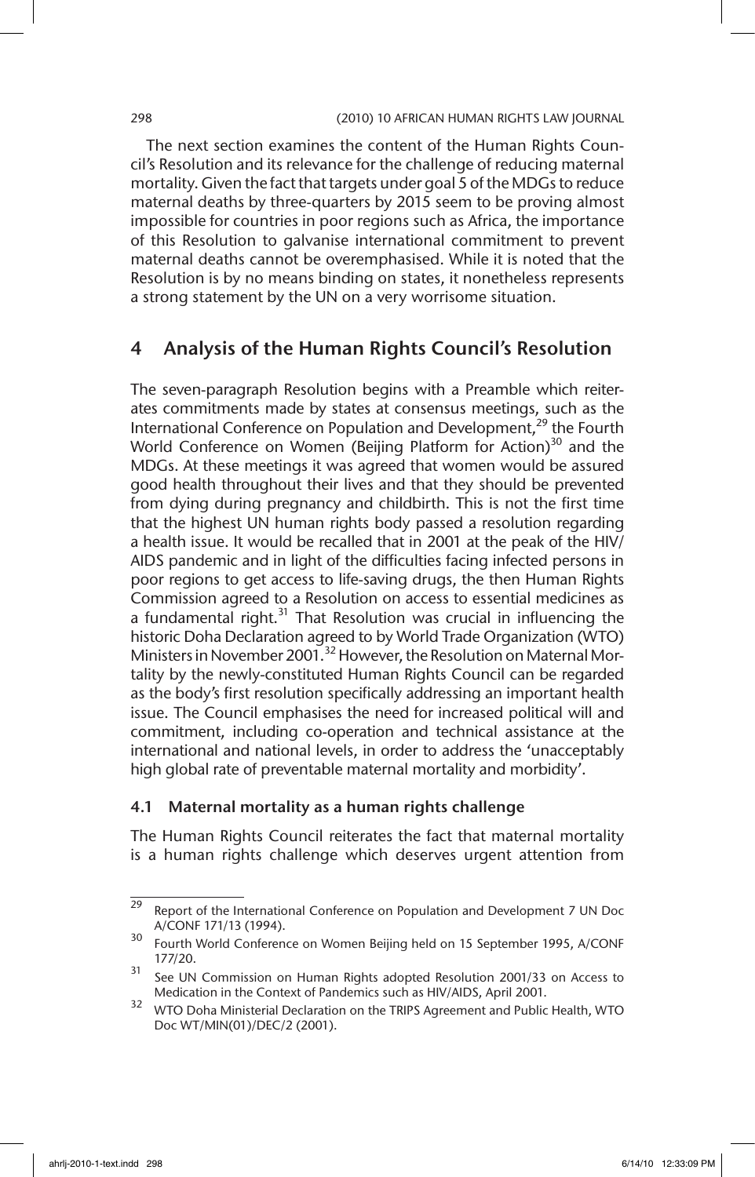The next section examines the content of the Human Rights Council's Resolution and its relevance for the challenge of reducing maternal mortality. Given the fact that targets under goal 5 of the MDGs to reduce maternal deaths by three-quarters by 2015 seem to be proving almost impossible for countries in poor regions such as Africa, the importance of this Resolution to galvanise international commitment to prevent maternal deaths cannot be overemphasised. While it is noted that the Resolution is by no means binding on states, it nonetheless represents a strong statement by the UN on a very worrisome situation.

## 4 Analysis of the Human Rights Council's Resolution

The seven-paragraph Resolution begins with a Preamble which reiterates commitments made by states at consensus meetings, such as the International Conference on Population and Development,[29] the Fourth World Conference on Women (Beijing Platform for Action)[30] and the MDGs. At these meetings it was agreed that women would be assured good health throughout their lives and that they should be prevented from dying during pregnancy and childbirth. This is not the first time that the highest UN human rights body passed a resolution regarding a health issue. It would be recalled that in 2001 at the peak of the HIV/AIDS pandemic and in light of the difficulties facing infected persons in poor regions to get access to life-saving drugs, the then Human Rights Commission agreed to a Resolution on access to essential medicines as a fundamental right.[31] That Resolution was crucial in influencing the historic Doha Declaration agreed to by World Trade Organization (WTO) Ministers in November 2001.[32] However, the Resolution on Maternal Mortality by the newly-constituted Human Rights Council can be regarded as the body's first resolution specifically addressing an important health issue. The Council emphasises the need for increased political will and commitment, including co-operation and technical assistance at the international and national levels, in order to address the 'unacceptably high global rate of preventable maternal mortality and morbidity'.

### 4.1 Maternal mortality as a human rights challenge

The Human Rights Council reiterates the fact that maternal mortality is a human rights challenge which deserves urgent attention from

---

29 Report of the International Conference on Population and Development 7 UN Doc A/CONF 171/13 (1994).

30 Fourth World Conference on Women Beijing held on 15 September 1995, A/CONF 177/20.

31 See UN Commission on Human Rights adopted Resolution 2001/33 on Access to Medication in the Context of Pandemics such as HIV/AIDS, April 2001.

32 WTO Doha Ministerial Declaration on the TRIPS Agreement and Public Health, WTO Doc WT/MIN(01)/DEC/2 (2001).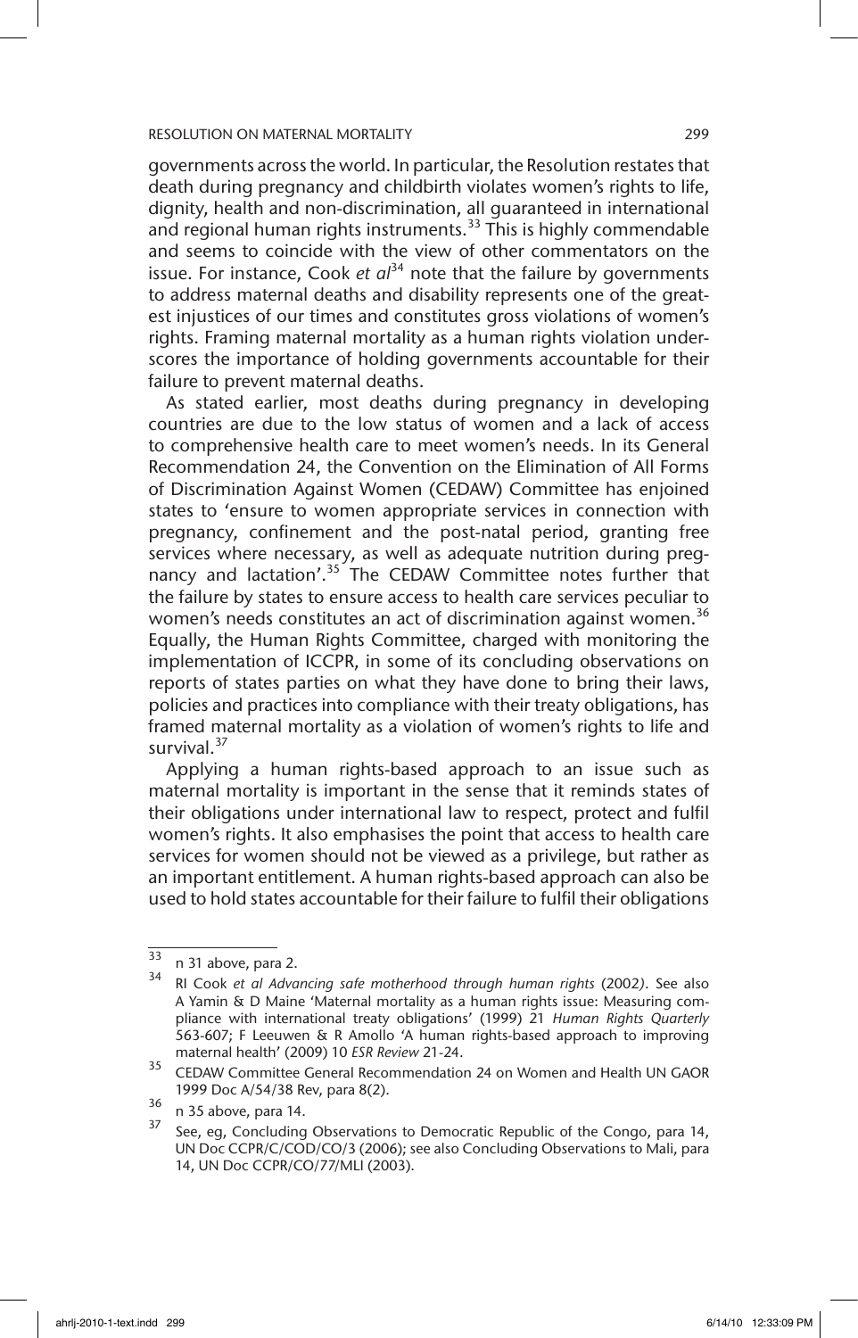governments across the world. In particular, the Resolution restates that death during pregnancy and childbirth violates women's rights to life, dignity, health and non-discrimination, all guaranteed in international and regional human rights instruments.[33] This is highly commendable and seems to coincide with the view of other commentators on the issue. For instance, Cook *et al*[34] note that the failure by governments to address maternal deaths and disability represents one of the greatest injustices of our times and constitutes gross violations of women's rights. Framing maternal mortality as a human rights violation underscores the importance of holding governments accountable for their failure to prevent maternal deaths.

As stated earlier, most deaths during pregnancy in developing countries are due to the low status of women and a lack of access to comprehensive health care to meet women's needs. In its General Recommendation 24, the Convention on the Elimination of All Forms of Discrimination Against Women (CEDAW) Committee has enjoined states to 'ensure to women appropriate services in connection with pregnancy, confinement and the post-natal period, granting free services where necessary, as well as adequate nutrition during pregnancy and lactation'.[35] The CEDAW Committee notes further that the failure by states to ensure access to health care services peculiar to women's needs constitutes an act of discrimination against women.[36] Equally, the Human Rights Committee, charged with monitoring the implementation of ICCPR, in some of its concluding observations on reports of states parties on what they have done to bring their laws, policies and practices into compliance with their treaty obligations, has framed maternal mortality as a violation of women's rights to life and survival.[37]

Applying a human rights-based approach to an issue such as maternal mortality is important in the sense that it reminds states of their obligations under international law to respect, protect and fulfil women's rights. It also emphasises the point that access to health care services for women should not be viewed as a privilege, but rather as an important entitlement. A human rights-based approach can also be used to hold states accountable for their failure to fulfil their obligations

---

33 n 31 above, para 2.

34 RI Cook *et al Advancing safe motherhood through human rights* (2002). See also A Yamin & D Maine 'Maternal mortality as a human rights issue: Measuring compliance with international treaty obligations' (1999) 21 *Human Rights Quarterly* 563-607; F Leeuwen & R Amollo 'A human rights-based approach to improving maternal health' (2009) 10 *ESR Review* 21-24.

35 CEDAW Committee General Recommendation 24 on Women and Health UN GAOR 1999 Doc A/54/38 Rev, para 8(2).

36 n 35 above, para 14.

37 See, eg, Concluding Observations to Democratic Republic of the Congo, para 14, UN Doc CCPR/C/COD/CO/3 (2006); see also Concluding Observations to Mali, para 14, UN Doc CCPR/CO/77/MLI (2003).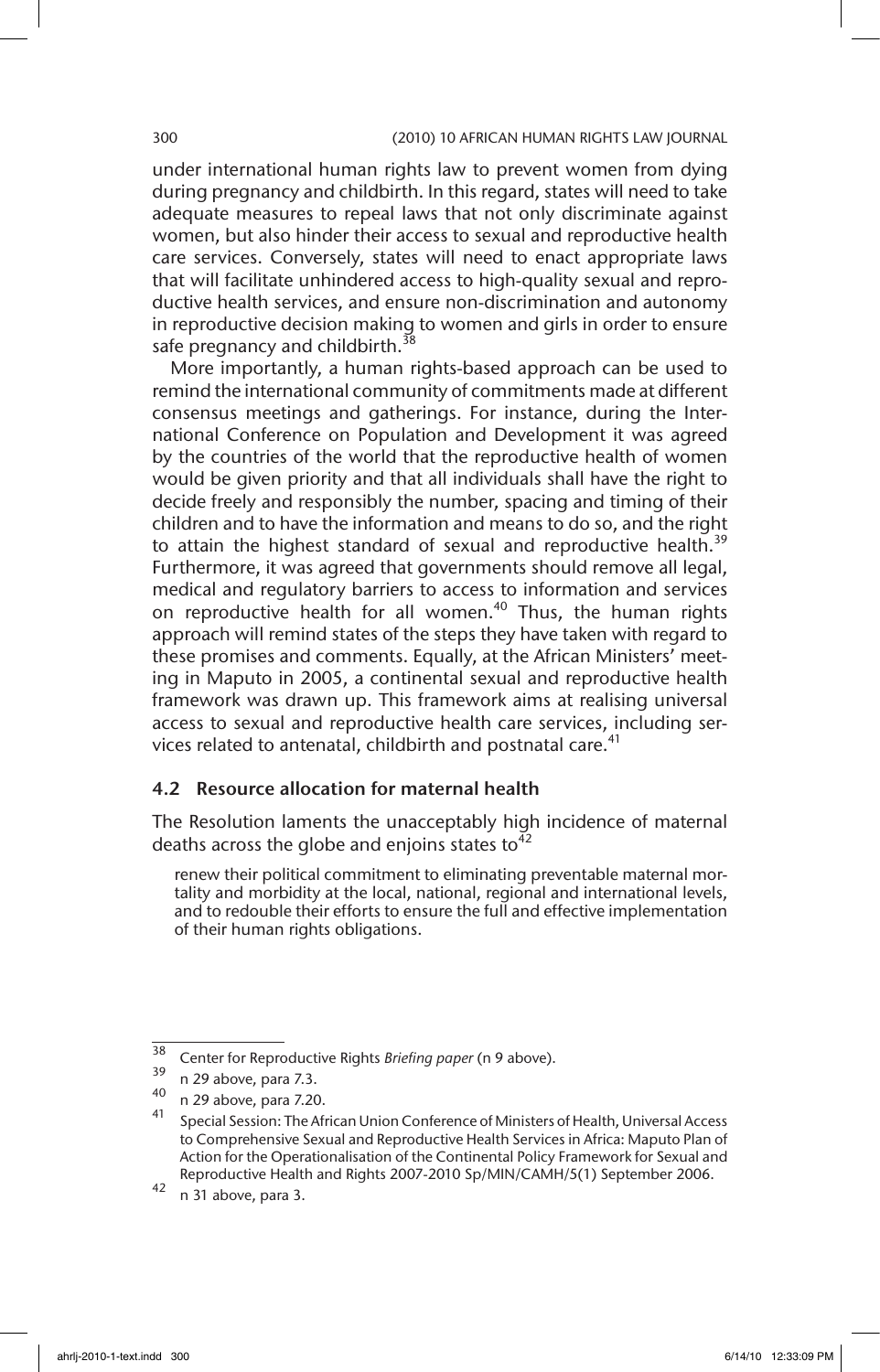under international human rights law to prevent women from dying during pregnancy and childbirth. In this regard, states will need to take adequate measures to repeal laws that not only discriminate against women, but also hinder their access to sexual and reproductive health care services. Conversely, states will need to enact appropriate laws that will facilitate unhindered access to high-quality sexual and reproductive health services, and ensure non-discrimination and autonomy in reproductive decision making to women and girls in order to ensure safe pregnancy and childbirth.[38]

More importantly, a human rights-based approach can be used to remind the international community of commitments made at different consensus meetings and gatherings. For instance, during the International Conference on Population and Development it was agreed by the countries of the world that the reproductive health of women would be given priority and that all individuals shall have the right to decide freely and responsibly the number, spacing and timing of their children and to have the information and means to do so, and the right to attain the highest standard of sexual and reproductive health.[39] Furthermore, it was agreed that governments should remove all legal, medical and regulatory barriers to access to information and services on reproductive health for all women.[40] Thus, the human rights approach will remind states of the steps they have taken with regard to these promises and comments. Equally, at the African Ministers' meeting in Maputo in 2005, a continental sexual and reproductive health framework was drawn up. This framework aims at realising universal access to sexual and reproductive health care services, including services related to antenatal, childbirth and postnatal care.[41]

### 4.2 Resource allocation for maternal health

The Resolution laments the unacceptably high incidence of maternal deaths across the globe and enjoins states to[42]

> renew their political commitment to eliminating preventable maternal mortality and morbidity at the local, national, regional and international levels, and to redouble their efforts to ensure the full and effective implementation of their human rights obligations.

---

[38] Center for Reproductive Rights *Briefing paper* (n 9 above).

[39] n 29 above, para 7.3.

[40] n 29 above, para 7.20.

[41] Special Session: The African Union Conference of Ministers of Health, Universal Access to Comprehensive Sexual and Reproductive Health Services in Africa: Maputo Plan of Action for the Operationalisation of the Continental Policy Framework for Sexual and Reproductive Health and Rights 2007-2010 Sp/MIN/CAMH/5(1) September 2006.

[42] n 31 above, para 3.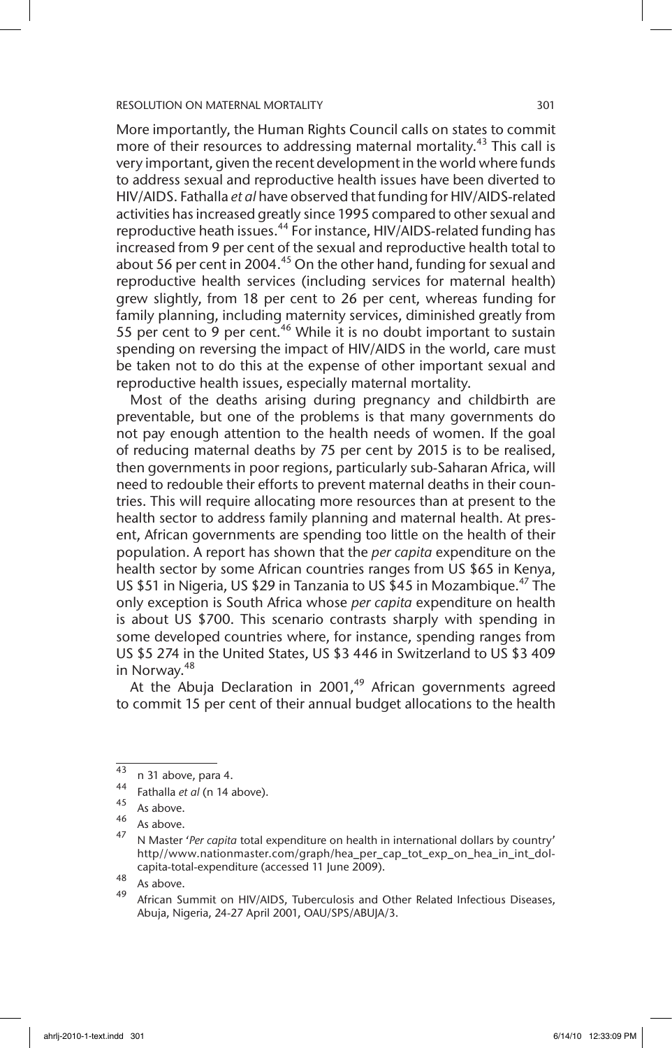More importantly, the Human Rights Council calls on states to commit more of their resources to addressing maternal mortality.[43] This call is very important, given the recent development in the world where funds to address sexual and reproductive health issues have been diverted to HIV/AIDS. Fathalla *et al* have observed that funding for HIV/AIDS-related activities has increased greatly since 1995 compared to other sexual and reproductive heath issues.[44] For instance, HIV/AIDS-related funding has increased from 9 per cent of the sexual and reproductive health total to about 56 per cent in 2004.[45] On the other hand, funding for sexual and reproductive health services (including services for maternal health) grew slightly, from 18 per cent to 26 per cent, whereas funding for family planning, including maternity services, diminished greatly from 55 per cent to 9 per cent.[46] While it is no doubt important to sustain spending on reversing the impact of HIV/AIDS in the world, care must be taken not to do this at the expense of other important sexual and reproductive health issues, especially maternal mortality.

Most of the deaths arising during pregnancy and childbirth are preventable, but one of the problems is that many governments do not pay enough attention to the health needs of women. If the goal of reducing maternal deaths by 75 per cent by 2015 is to be realised, then governments in poor regions, particularly sub-Saharan Africa, will need to redouble their efforts to prevent maternal deaths in their countries. This will require allocating more resources than at present to the health sector to address family planning and maternal health. At present, African governments are spending too little on the health of their population. A report has shown that the *per capita* expenditure on the health sector by some African countries ranges from US $65 in Kenya, US $51 in Nigeria, US $29 in Tanzania to US $45 in Mozambique.[47] The only exception is South Africa whose *per capita* expenditure on health is about US $700. This scenario contrasts sharply with spending in some developed countries where, for instance, spending ranges from US $5 274 in the United States, US $3 446 in Switzerland to US $3 409 in Norway.[48]

At the Abuja Declaration in 2001,[49] African governments agreed to commit 15 per cent of their annual budget allocations to the health

---

43 n 31 above, para 4.

44 Fathalla *et al* (n 14 above).

45 As above.

46 As above.

47 N Master '*Per capita* total expenditure on health in international dollars by country' http//www.nationmaster.com/graph/hea_per_cap_tot_exp_on_hea_in_int_dol-capita-total-expenditure (accessed 11 June 2009).

48 As above.

49 African Summit on HIV/AIDS, Tuberculosis and Other Related Infectious Diseases, Abuja, Nigeria, 24-27 April 2001, OAU/SPS/ABUJA/3.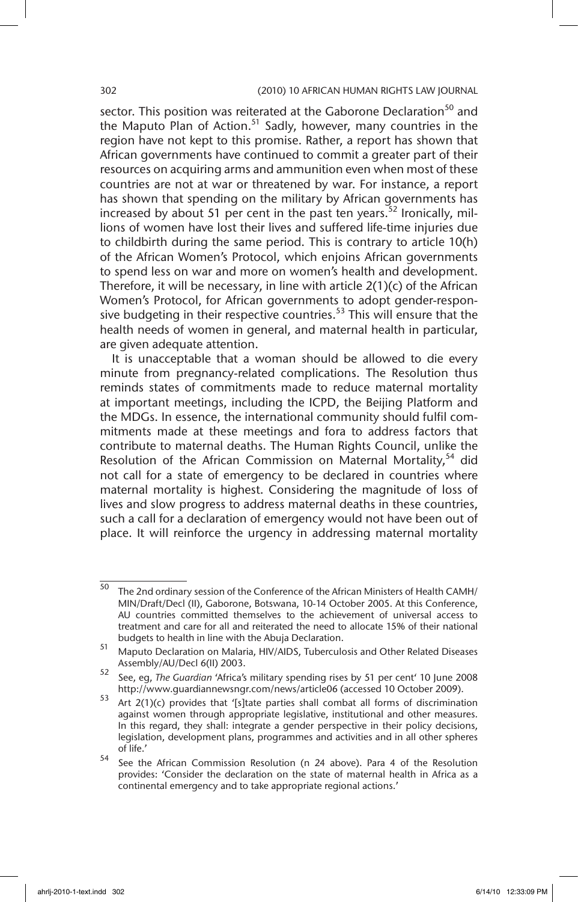sector. This position was reiterated at the Gaborone Declaration[50] and the Maputo Plan of Action.[51] Sadly, however, many countries in the region have not kept to this promise. Rather, a report has shown that African governments have continued to commit a greater part of their resources on acquiring arms and ammunition even when most of these countries are not at war or threatened by war. For instance, a report has shown that spending on the military by African governments has increased by about 51 per cent in the past ten years.[52] Ironically, millions of women have lost their lives and suffered life-time injuries due to childbirth during the same period. This is contrary to article 10(h) of the African Women's Protocol, which enjoins African governments to spend less on war and more on women's health and development. Therefore, it will be necessary, in line with article 2(1)(c) of the African Women's Protocol, for African governments to adopt gender-responsive budgeting in their respective countries.[53] This will ensure that the health needs of women in general, and maternal health in particular, are given adequate attention.

It is unacceptable that a woman should be allowed to die every minute from pregnancy-related complications. The Resolution thus reminds states of commitments made to reduce maternal mortality at important meetings, including the ICPD, the Beijing Platform and the MDGs. In essence, the international community should fulfil commitments made at these meetings and fora to address factors that contribute to maternal deaths. The Human Rights Council, unlike the Resolution of the African Commission on Maternal Mortality,[54] did not call for a state of emergency to be declared in countries where maternal mortality is highest. Considering the magnitude of loss of lives and slow progress to address maternal deaths in these countries, such a call for a declaration of emergency would not have been out of place. It will reinforce the urgency in addressing maternal mortality

---

[50] The 2nd ordinary session of the Conference of the African Ministers of Health CAMH/MIN/Draft/Decl (II), Gaborone, Botswana, 10-14 October 2005. At this Conference, AU countries committed themselves to the achievement of universal access to treatment and care for all and reiterated the need to allocate 15% of their national budgets to health in line with the Abuja Declaration.

[51] Maputo Declaration on Malaria, HIV/AIDS, Tuberculosis and Other Related Diseases Assembly/AU/Decl 6(II) 2003.

[52] See, eg, *The Guardian* 'Africa's military spending rises by 51 per cent' 10 June 2008 http://www.guardiannewsngr.com/news/article06 (accessed 10 October 2009).

[53] Art 2(1)(c) provides that '[s]tate parties shall combat all forms of discrimination against women through appropriate legislative, institutional and other measures. In this regard, they shall: integrate a gender perspective in their policy decisions, legislation, development plans, programmes and activities and in all other spheres of life.'

[54] See the African Commission Resolution (n 24 above). Para 4 of the Resolution provides: 'Consider the declaration on the state of maternal health in Africa as a continental emergency and to take appropriate regional actions.'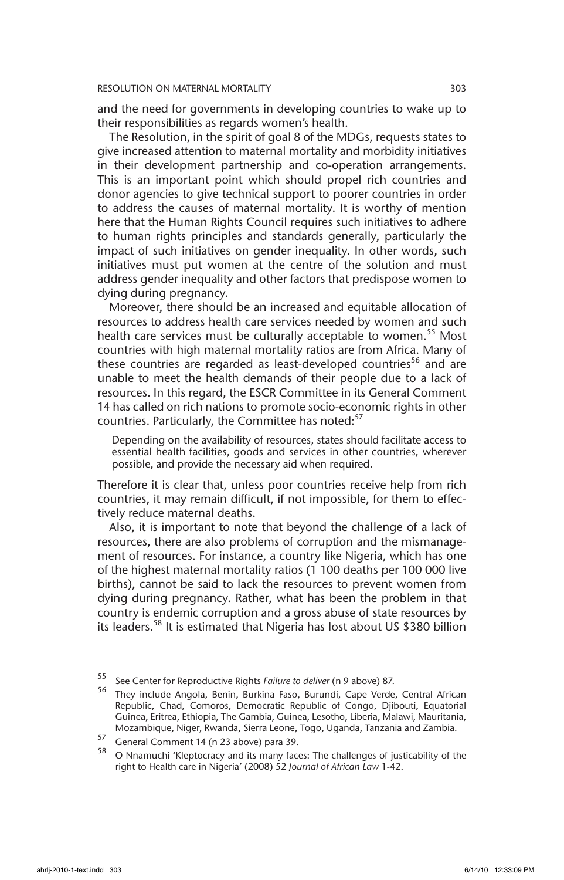and the need for governments in developing countries to wake up to their responsibilities as regards women's health.

The Resolution, in the spirit of goal 8 of the MDGs, requests states to give increased attention to maternal mortality and morbidity initiatives in their development partnership and co-operation arrangements. This is an important point which should propel rich countries and donor agencies to give technical support to poorer countries in order to address the causes of maternal mortality. It is worthy of mention here that the Human Rights Council requires such initiatives to adhere to human rights principles and standards generally, particularly the impact of such initiatives on gender inequality. In other words, such initiatives must put women at the centre of the solution and must address gender inequality and other factors that predispose women to dying during pregnancy.

Moreover, there should be an increased and equitable allocation of resources to address health care services needed by women and such health care services must be culturally acceptable to women.[55] Most countries with high maternal mortality ratios are from Africa. Many of these countries are regarded as least-developed countries[56] and are unable to meet the health demands of their people due to a lack of resources. In this regard, the ESCR Committee in its General Comment 14 has called on rich nations to promote socio-economic rights in other countries. Particularly, the Committee has noted:[57]

> Depending on the availability of resources, states should facilitate access to essential health facilities, goods and services in other countries, wherever possible, and provide the necessary aid when required.

Therefore it is clear that, unless poor countries receive help from rich countries, it may remain difficult, if not impossible, for them to effectively reduce maternal deaths.

Also, it is important to note that beyond the challenge of a lack of resources, there are also problems of corruption and the mismanagement of resources. For instance, a country like Nigeria, which has one of the highest maternal mortality ratios (1 100 deaths per 100 000 live births), cannot be said to lack the resources to prevent women from dying during pregnancy. Rather, what has been the problem in that country is endemic corruption and a gross abuse of state resources by its leaders.[58] It is estimated that Nigeria has lost about US $380 billion

---

[55] See Center for Reproductive Rights *Failure to deliver* (n 9 above) 87.

[56] They include Angola, Benin, Burkina Faso, Burundi, Cape Verde, Central African Republic, Chad, Comoros, Democratic Republic of Congo, Djibouti, Equatorial Guinea, Eritrea, Ethiopia, The Gambia, Guinea, Lesotho, Liberia, Malawi, Mauritania, Mozambique, Niger, Rwanda, Sierra Leone, Togo, Uganda, Tanzania and Zambia.

[57] General Comment 14 (n 23 above) para 39.

[58] O Nnamuchi 'Kleptocracy and its many faces: The challenges of justicability of the right to Health care in Nigeria' (2008) 52 *Journal of African Law* 1-42.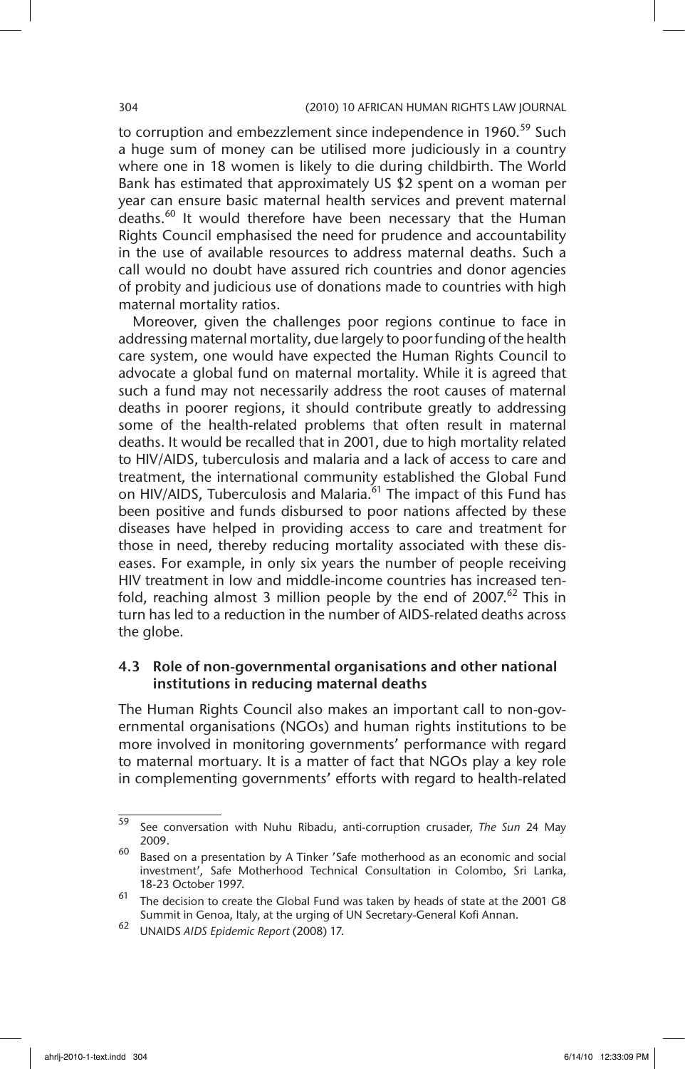to corruption and embezzlement since independence in 1960.[59] Such a huge sum of money can be utilised more judiciously in a country where one in 18 women is likely to die during childbirth. The World Bank has estimated that approximately US $2 spent on a woman per year can ensure basic maternal health services and prevent maternal deaths.[60] It would therefore have been necessary that the Human Rights Council emphasised the need for prudence and accountability in the use of available resources to address maternal deaths. Such a call would no doubt have assured rich countries and donor agencies of probity and judicious use of donations made to countries with high maternal mortality ratios.

Moreover, given the challenges poor regions continue to face in addressing maternal mortality, due largely to poor funding of the health care system, one would have expected the Human Rights Council to advocate a global fund on maternal mortality. While it is agreed that such a fund may not necessarily address the root causes of maternal deaths in poorer regions, it should contribute greatly to addressing some of the health-related problems that often result in maternal deaths. It would be recalled that in 2001, due to high mortality related to HIV/AIDS, tuberculosis and malaria and a lack of access to care and treatment, the international community established the Global Fund on HIV/AIDS, Tuberculosis and Malaria.[61] The impact of this Fund has been positive and funds disbursed to poor nations affected by these diseases have helped in providing access to care and treatment for those in need, thereby reducing mortality associated with these diseases. For example, in only six years the number of people receiving HIV treatment in low and middle-income countries has increased tenfold, reaching almost 3 million people by the end of 2007.[62] This in turn has led to a reduction in the number of AIDS-related deaths across the globe.

### 4.3 Role of non-governmental organisations and other national institutions in reducing maternal deaths

The Human Rights Council also makes an important call to non-governmental organisations (NGOs) and human rights institutions to be more involved in monitoring governments' performance with regard to maternal mortuary. It is a matter of fact that NGOs play a key role in complementing governments' efforts with regard to health-related

---

[59] See conversation with Nuhu Ribadu, anti-corruption crusader, *The Sun* 24 May 2009.

[60] Based on a presentation by A Tinker 'Safe motherhood as an economic and social investment', Safe Motherhood Technical Consultation in Colombo, Sri Lanka, 18-23 October 1997.

[61] The decision to create the Global Fund was taken by heads of state at the 2001 G8 Summit in Genoa, Italy, at the urging of UN Secretary-General Kofi Annan.

[62] UNAIDS *AIDS Epidemic Report* (2008) 17.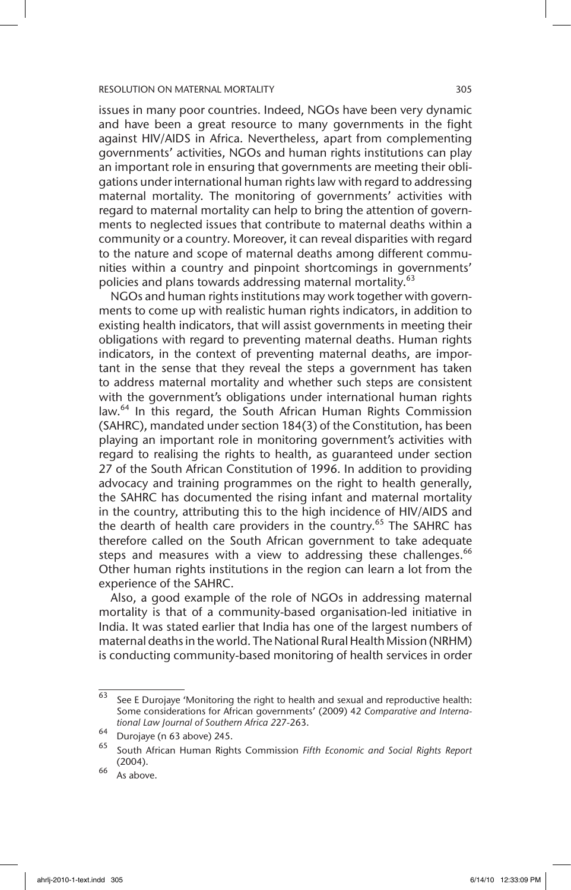issues in many poor countries. Indeed, NGOs have been very dynamic and have been a great resource to many governments in the fight against HIV/AIDS in Africa. Nevertheless, apart from complementing governments' activities, NGOs and human rights institutions can play an important role in ensuring that governments are meeting their obligations under international human rights law with regard to addressing maternal mortality. The monitoring of governments' activities with regard to maternal mortality can help to bring the attention of governments to neglected issues that contribute to maternal deaths within a community or a country. Moreover, it can reveal disparities with regard to the nature and scope of maternal deaths among different communities within a country and pinpoint shortcomings in governments' policies and plans towards addressing maternal mortality.[63]

NGOs and human rights institutions may work together with governments to come up with realistic human rights indicators, in addition to existing health indicators, that will assist governments in meeting their obligations with regard to preventing maternal deaths. Human rights indicators, in the context of preventing maternal deaths, are important in the sense that they reveal the steps a government has taken to address maternal mortality and whether such steps are consistent with the government's obligations under international human rights law.[64] In this regard, the South African Human Rights Commission (SAHRC), mandated under section 184(3) of the Constitution, has been playing an important role in monitoring government's activities with regard to realising the rights to health, as guaranteed under section 27 of the South African Constitution of 1996. In addition to providing advocacy and training programmes on the right to health generally, the SAHRC has documented the rising infant and maternal mortality in the country, attributing this to the high incidence of HIV/AIDS and the dearth of health care providers in the country.[65] The SAHRC has therefore called on the South African government to take adequate steps and measures with a view to addressing these challenges.[66] Other human rights institutions in the region can learn a lot from the experience of the SAHRC.

Also, a good example of the role of NGOs in addressing maternal mortality is that of a community-based organisation-led initiative in India. It was stated earlier that India has one of the largest numbers of maternal deaths in the world. The National Rural Health Mission (NRHM) is conducting community-based monitoring of health services in order

---

[63] See E Durojaye 'Monitoring the right to health and sexual and reproductive health: Some considerations for African governments' (2009) 42 *Comparative and International Law Journal of Southern Africa* 227-263.

[64] Durojaye (n 63 above) 245.

[65] South African Human Rights Commission *Fifth Economic and Social Rights Report* (2004).

[66] As above.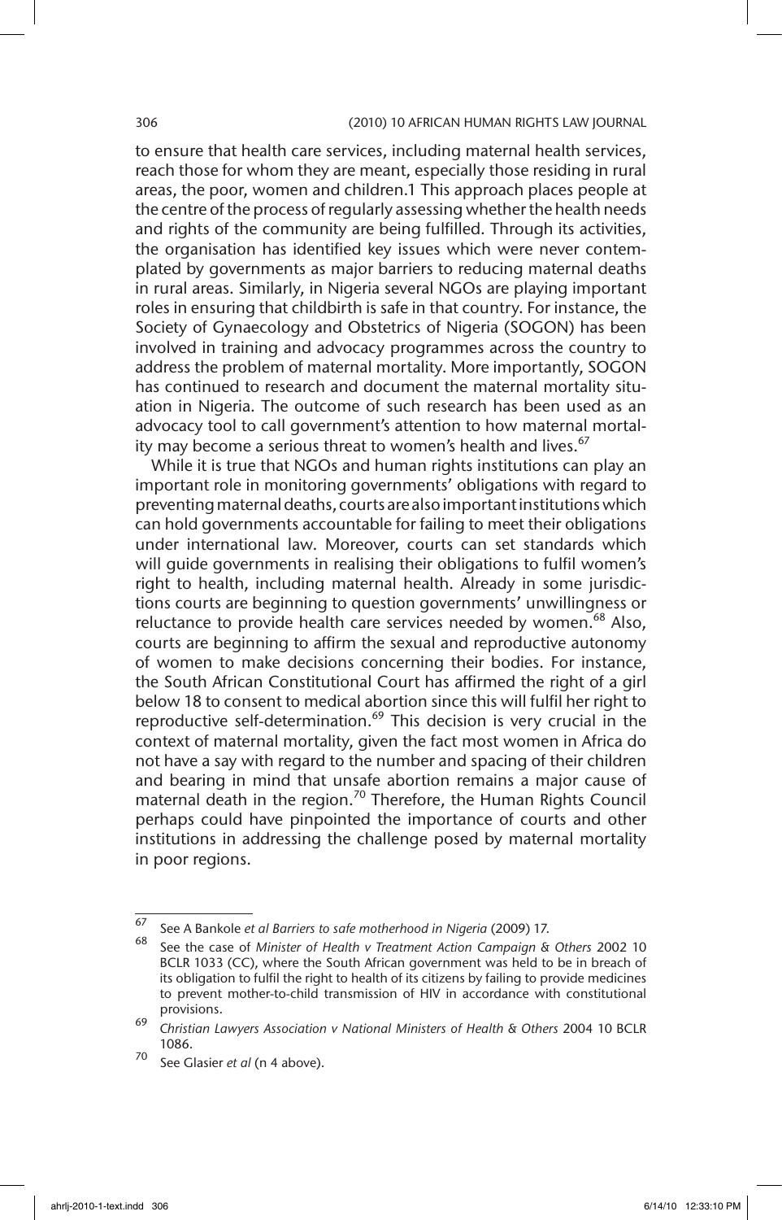to ensure that health care services, including maternal health services, reach those for whom they are meant, especially those residing in rural areas, the poor, women and children.1 This approach places people at the centre of the process of regularly assessing whether the health needs and rights of the community are being fulfilled. Through its activities, the organisation has identified key issues which were never contemplated by governments as major barriers to reducing maternal deaths in rural areas. Similarly, in Nigeria several NGOs are playing important roles in ensuring that childbirth is safe in that country. For instance, the Society of Gynaecology and Obstetrics of Nigeria (SOGON) has been involved in training and advocacy programmes across the country to address the problem of maternal mortality. More importantly, SOGON has continued to research and document the maternal mortality situation in Nigeria. The outcome of such research has been used as an advocacy tool to call government's attention to how maternal mortality may become a serious threat to women's health and lives.[67]

While it is true that NGOs and human rights institutions can play an important role in monitoring governments' obligations with regard to preventing maternal deaths, courts are also important institutions which can hold governments accountable for failing to meet their obligations under international law. Moreover, courts can set standards which will guide governments in realising their obligations to fulfil women's right to health, including maternal health. Already in some jurisdictions courts are beginning to question governments' unwillingness or reluctance to provide health care services needed by women.[68] Also, courts are beginning to affirm the sexual and reproductive autonomy of women to make decisions concerning their bodies. For instance, the South African Constitutional Court has affirmed the right of a girl below 18 to consent to medical abortion since this will fulfil her right to reproductive self-determination.[69] This decision is very crucial in the context of maternal mortality, given the fact most women in Africa do not have a say with regard to the number and spacing of their children and bearing in mind that unsafe abortion remains a major cause of maternal death in the region.[70] Therefore, the Human Rights Council perhaps could have pinpointed the importance of courts and other institutions in addressing the challenge posed by maternal mortality in poor regions.

---

67 See A Bankole *et al Barriers to safe motherhood in Nigeria* (2009) 17.

68 See the case of *Minister of Health v Treatment Action Campaign & Others* 2002 10 BCLR 1033 (CC), where the South African government was held to be in breach of its obligation to fulfil the right to health of its citizens by failing to provide medicines to prevent mother-to-child transmission of HIV in accordance with constitutional provisions.

69 *Christian Lawyers Association v National Ministers of Health & Others* 2004 10 BCLR 1086.

70 See Glasier *et al* (n 4 above).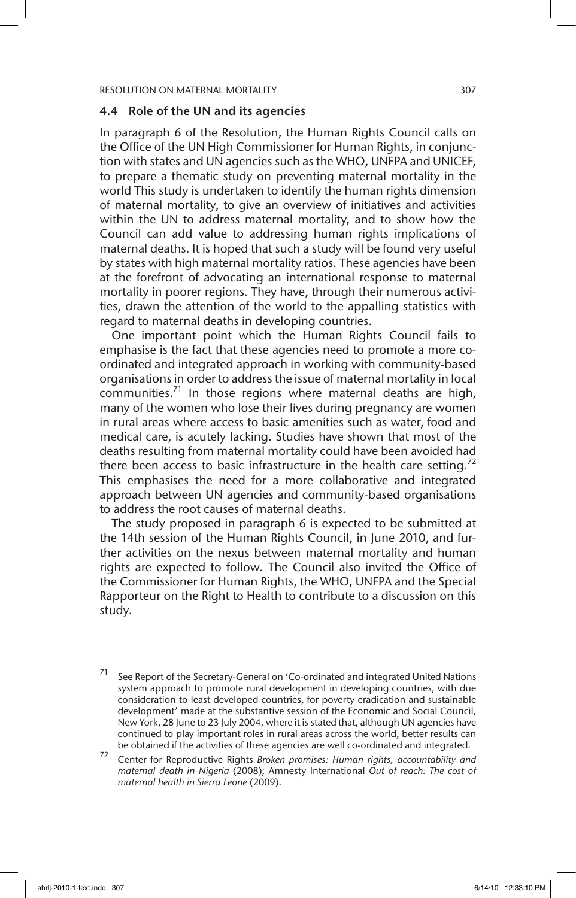### 4.4 Role of the UN and its agencies

In paragraph 6 of the Resolution, the Human Rights Council calls on the Office of the UN High Commissioner for Human Rights, in conjunction with states and UN agencies such as the WHO, UNFPA and UNICEF, to prepare a thematic study on preventing maternal mortality in the world This study is undertaken to identify the human rights dimension of maternal mortality, to give an overview of initiatives and activities within the UN to address maternal mortality, and to show how the Council can add value to addressing human rights implications of maternal deaths. It is hoped that such a study will be found very useful by states with high maternal mortality ratios. These agencies have been at the forefront of advocating an international response to maternal mortality in poorer regions. They have, through their numerous activities, drawn the attention of the world to the appalling statistics with regard to maternal deaths in developing countries.

One important point which the Human Rights Council fails to emphasise is the fact that these agencies need to promote a more co-ordinated and integrated approach in working with community-based organisations in order to address the issue of maternal mortality in local communities.[71] In those regions where maternal deaths are high, many of the women who lose their lives during pregnancy are women in rural areas where access to basic amenities such as water, food and medical care, is acutely lacking. Studies have shown that most of the deaths resulting from maternal mortality could have been avoided had there been access to basic infrastructure in the health care setting.[72] This emphasises the need for a more collaborative and integrated approach between UN agencies and community-based organisations to address the root causes of maternal deaths.

The study proposed in paragraph 6 is expected to be submitted at the 14th session of the Human Rights Council, in June 2010, and further activities on the nexus between maternal mortality and human rights are expected to follow. The Council also invited the Office of the Commissioner for Human Rights, the WHO, UNFPA and the Special Rapporteur on the Right to Health to contribute to a discussion on this study.

---

[71] See Report of the Secretary-General on 'Co-ordinated and integrated United Nations system approach to promote rural development in developing countries, with due consideration to least developed countries, for poverty eradication and sustainable development' made at the substantive session of the Economic and Social Council, New York, 28 June to 23 July 2004, where it is stated that, although UN agencies have continued to play important roles in rural areas across the world, better results can be obtained if the activities of these agencies are well co-ordinated and integrated.

[72] Center for Reproductive Rights *Broken promises: Human rights, accountability and maternal death in Nigeria* (2008); Amnesty International *Out of reach: The cost of maternal health in Sierra Leone* (2009).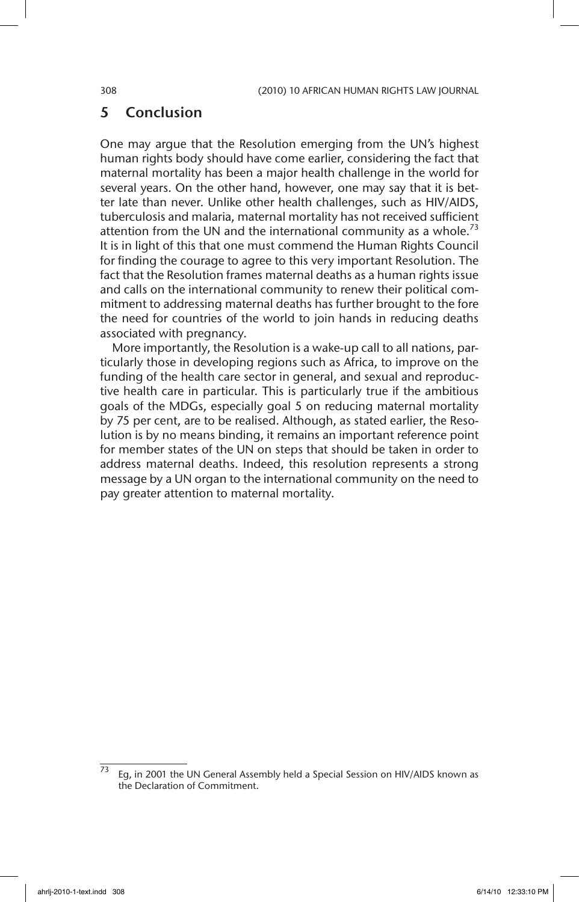## 5 Conclusion

One may argue that the Resolution emerging from the UN's highest human rights body should have come earlier, considering the fact that maternal mortality has been a major health challenge in the world for several years. On the other hand, however, one may say that it is better late than never. Unlike other health challenges, such as HIV/AIDS, tuberculosis and malaria, maternal mortality has not received sufficient attention from the UN and the international community as a whole.[73] It is in light of this that one must commend the Human Rights Council for finding the courage to agree to this very important Resolution. The fact that the Resolution frames maternal deaths as a human rights issue and calls on the international community to renew their political commitment to addressing maternal deaths has further brought to the fore the need for countries of the world to join hands in reducing deaths associated with pregnancy.

More importantly, the Resolution is a wake-up call to all nations, particularly those in developing regions such as Africa, to improve on the funding of the health care sector in general, and sexual and reproductive health care in particular. This is particularly true if the ambitious goals of the MDGs, especially goal 5 on reducing maternal mortality by 75 per cent, are to be realised. Although, as stated earlier, the Resolution is by no means binding, it remains an important reference point for member states of the UN on steps that should be taken in order to address maternal deaths. Indeed, this resolution represents a strong message by a UN organ to the international community on the need to pay greater attention to maternal mortality.

---

[73] Eg, in 2001 the UN General Assembly held a Special Session on HIV/AIDS known as the Declaration of Commitment.